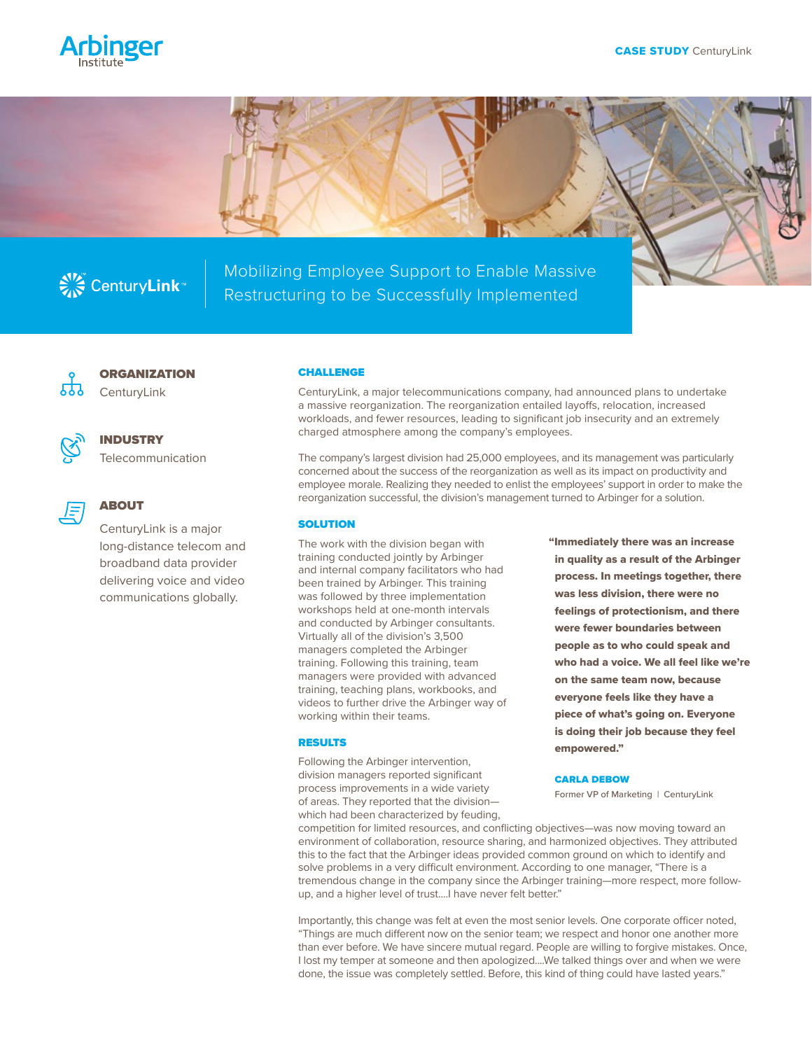Arbinger Institute

**CASE STUDY** CentruyLink

CenturyLink

# Mobilizing Employee Support to Enable Massive Restructuring to be Successfully Implemented

**ORGANIZATION**
CenturyLink

**INDUSTRY**
Telecommunication

**ABOUT**
CenturyLink is a major long-distance telecom and broadband data provider delivering voice and video communications globally.

## CHALLENGE

CenturyLink, a major telecommunications company, had announced plans to undertake a massive reorganization. The reorganization entailed layoffs, relocation, increased workloads, and fewer resources, leading to significant job insecurity and an extremely charged atmosphere among the company's employees.

The company's largest division had 25,000 employees, and its management was particularly concerned about the success of the reorganization as well as its impact on productivity and employee morale. Realizing they needed to enlist the employees' support in order to make the reorganization successful, the division's management turned to Arbinger for a solution.

## SOLUTION

The work with the division began with training conducted jointly by Arbinger and internal company facilitators who had been trained by Arbinger. This training was followed by three implementation workshops held at one-month intervals and conducted by Arbinger consultants. Virtually all of the division's 3,500 managers completed the Arbinger training. Following this training, team managers were provided with advanced training, teaching plans, workbooks, and videos to further drive the Arbinger way of working within their teams.

**"Immediately there was an increase in quality as a result of the Arbinger process. In meetings together, there was less division, there were no feelings of protectionism, and there were fewer boundaries between people as to who could speak and who had a voice. We all feel like we're on the same team now, because everyone feels like they have a piece of what's going on. Everyone is doing their job because they feel empowered."**

**CARLA DEBOW**
Former VP of Marketing | CenturyLink

## RESULTS

Following the Arbinger intervention, division managers reported significant process improvements in a wide variety of areas. They reported that the division—which had been characterized by feuding, competition for limited resources, and conflicting objectives—was now moving toward an environment of collaboration, resource sharing, and harmonized objectives. They attributed this to the fact that the Arbinger ideas provided common ground on which to identify and solve problems in a very difficult environment. According to one manager, "There is a tremendous change in the company since the Arbinger training—more respect, more follow-up, and a higher level of trust....I have never felt better."

Importantly, this change was felt at even the most senior levels. One corporate officer noted, "Things are much different now on the senior team; we respect and honor one another more than ever before. We have sincere mutual regard. People are willing to forgive mistakes. Once, I lost my temper at someone and then apologized....We talked things over and when we were done, the issue was completely settled. Before, this kind of thing could have lasted years."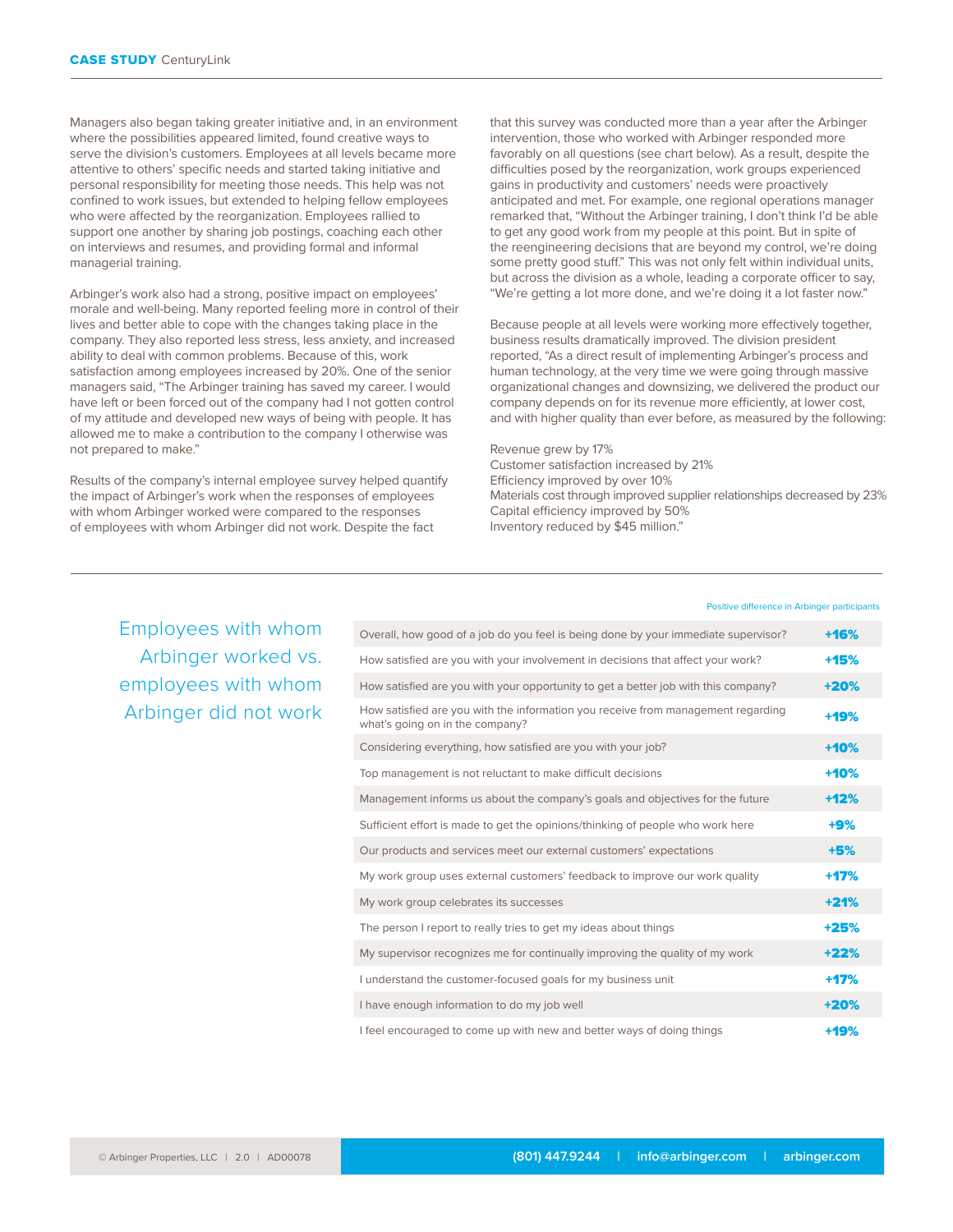Managers also began taking greater initiative and, in an environment where the possibilities appeared limited, found creative ways to serve the division's customers. Employees at all levels became more attentive to others' specific needs and started taking initiative and personal responsibility for meeting those needs. This help was not confined to work issues, but extended to helping fellow employees who were affected by the reorganization. Employees rallied to support one another by sharing job postings, coaching each other on interviews and resumes, and providing formal and informal managerial training.

Arbinger's work also had a strong, positive impact on employees' morale and well-being. Many reported feeling more in control of their lives and better able to cope with the changes taking place in the company. They also reported less stress, less anxiety, and increased ability to deal with common problems. Because of this, work satisfaction among employees increased by 20%. One of the senior managers said, "The Arbinger training has saved my career. I would have left or been forced out of the company had I not gotten control of my attitude and developed new ways of being with people. It has allowed me to make a contribution to the company I otherwise was not prepared to make."

Results of the company's internal employee survey helped quantify the impact of Arbinger's work when the responses of employees with whom Arbinger worked were compared to the responses of employees with whom Arbinger did not work. Despite the fact that this survey was conducted more than a year after the Arbinger intervention, those who worked with Arbinger responded more favorably on all questions (see chart below). As a result, despite the difficulties posed by the reorganization, work groups experienced gains in productivity and customers' needs were proactively anticipated and met. For example, one regional operations manager remarked that, "Without the Arbinger training, I don't think I'd be able to get any good work from my people at this point. But in spite of the reengineering decisions that are beyond my control, we're doing some pretty good stuff." This was not only felt within individual units, but across the division as a whole, leading a corporate officer to say, "We're getting a lot more done, and we're doing it a lot faster now."

Because people at all levels were working more effectively together, business results dramatically improved. The division president reported, "As a direct result of implementing Arbinger's process and human technology, at the very time we were going through massive organizational changes and downsizing, we delivered the product our company depends on for its revenue more efficiently, at lower cost, and with higher quality than ever before, as measured by the following:

Revenue grew by 17%
Customer satisfaction increased by 21%
Efficiency improved by over 10%
Materials cost through improved supplier relationships decreased by 23%
Capital efficiency improved by 50%
Inventory reduced by $45 million."

## Employees with whom Arbinger worked vs. employees with whom Arbinger did not work

| | Positive difference in Arbinger participants |
|---|---|
| Overall, how good of a job do you feel is being done by your immediate supervisor? | +16% |
| How satisfied are you with your involvement in decisions that affect your work? | +15% |
| How satisfied are you with your opportunity to get a better job with this company? | +20% |
| How satisfied are you with the information you receive from management regarding what's going on in the company? | +19% |
| Considering everything, how satisfied are you with your job? | +10% |
| Top management is not reluctant to make difficult decisions | +10% |
| Management informs us about the company's goals and objectives for the future | +12% |
| Sufficient effort is made to get the opinions/thinking of people who work here | +9% |
| Our products and services meet our external customers' expectations | +5% |
| My work group uses external customers' feedback to improve our work quality | +17% |
| My work group celebrates its successes | +21% |
| The person I report to really tries to get my ideas about things | +25% |
| My supervisor recognizes me for continually improving the quality of my work | +22% |
| I understand the customer-focused goals for my business unit | +17% |
| I have enough information to do my job well | +20% |
| I feel encouraged to come up with new and better ways of doing things | +19% |

© Arbinger Properties, LLC | 2.0 | AD00078 (801) 447.9244 | info@arbinger.com | arbinger.com